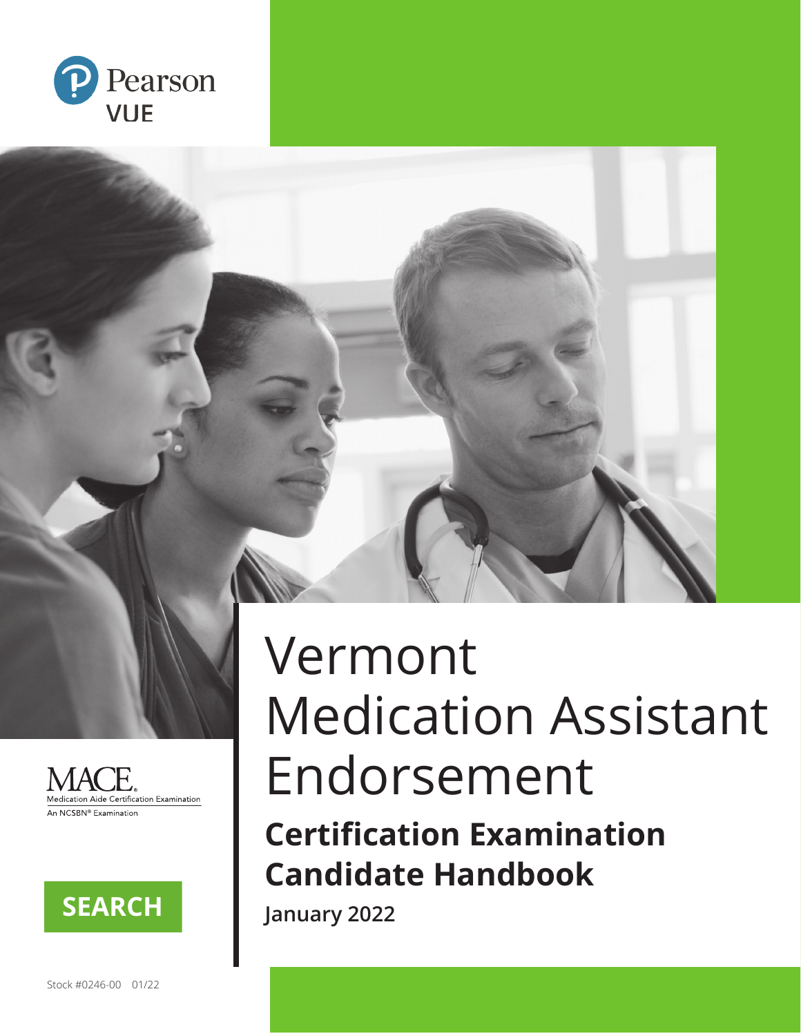Pearson VUE

# Vermont Medication Assistant Endorsement

## Certification Examination Candidate Handbook

**January 2022**

MACE
Medication Aide Certification Examination
An NCSBN® Examination

SEARCH

Stock #0246-00 01/22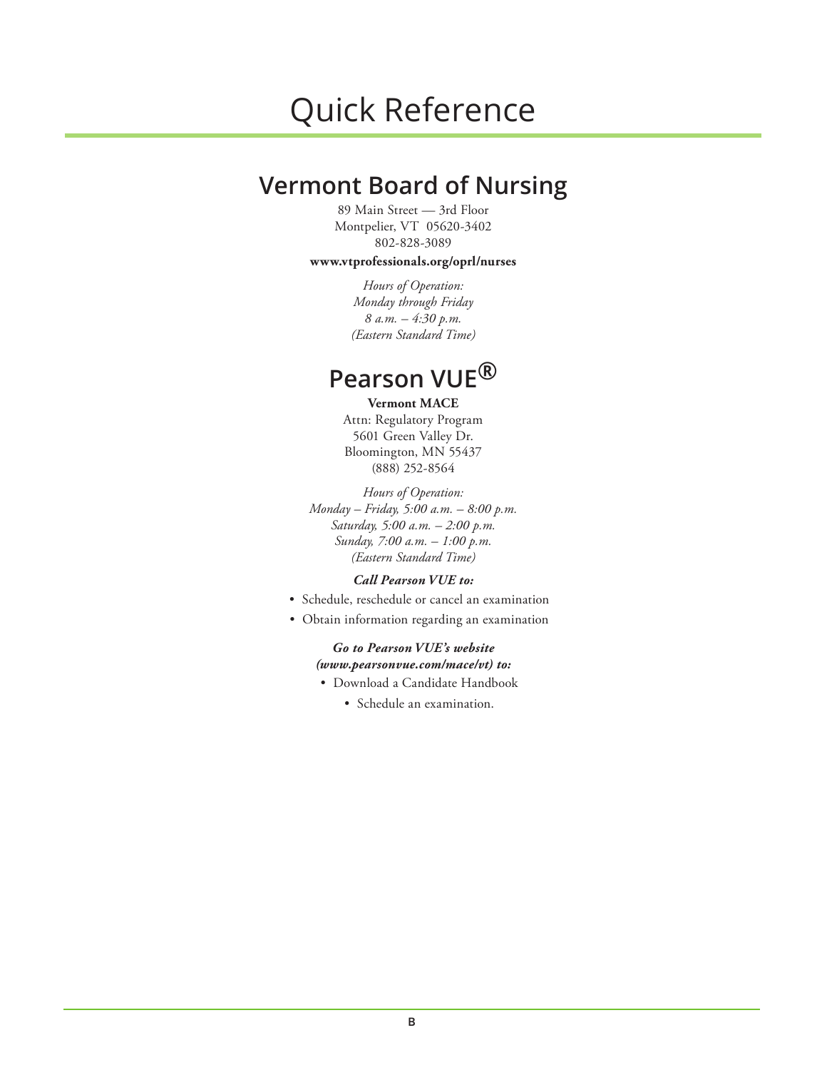# Quick Reference

## Vermont Board of Nursing

89 Main Street — 3rd Floor
Montpelier, VT 05620-3402
802-828-3089

**www.vtprofessionals.org/oprl/nurses**

*Hours of Operation:*
*Monday through Friday*
*8 a.m. – 4:30 p.m.*
*(Eastern Standard Time)*

## Pearson VUE®

**Vermont MACE**
Attn: Regulatory Program
5601 Green Valley Dr.
Bloomington, MN 55437
(888) 252-8564

*Hours of Operation:*
*Monday – Friday, 5:00 a.m. – 8:00 p.m.*
*Saturday, 5:00 a.m. – 2:00 p.m.*
*Sunday, 7:00 a.m. – 1:00 p.m.*
*(Eastern Standard Time)*

***Call Pearson VUE to:***

- Schedule, reschedule or cancel an examination
- Obtain information regarding an examination

***Go to Pearson VUE's website (www.pearsonvue.com/mace/vt) to:***

- Download a Candidate Handbook
- Schedule an examination.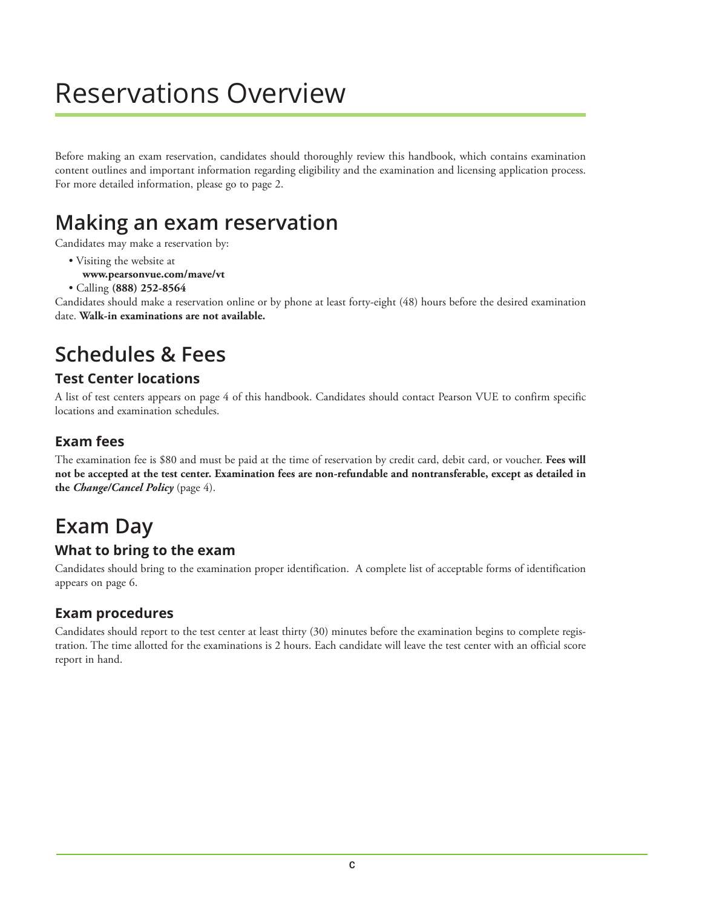# Reservations Overview

Before making an exam reservation, candidates should thoroughly review this handbook, which contains examination content outlines and important information regarding eligibility and the examination and licensing application process. For more detailed information, please go to page 2.

## Making an exam reservation

Candidates may make a reservation by:

- Visiting the website at **www.pearsonvue.com/mave/vt**
- Calling **(888) 252-8564**

Candidates should make a reservation online or by phone at least forty-eight (48) hours before the desired examination date. **Walk-in examinations are not available.**

## Schedules & Fees

### Test Center locations

A list of test centers appears on page 4 of this handbook. Candidates should contact Pearson VUE to confirm specific locations and examination schedules.

### Exam fees

The examination fee is $80 and must be paid at the time of reservation by credit card, debit card, or voucher. **Fees will not be accepted at the test center. Examination fees are non-refundable and nontransferable, except as detailed in the *Change/Cancel Policy*** (page 4).

## Exam Day

### What to bring to the exam

Candidates should bring to the examination proper identification. A complete list of acceptable forms of identification appears on page 6.

### Exam procedures

Candidates should report to the test center at least thirty (30) minutes before the examination begins to complete registration. The time allotted for the examinations is 2 hours. Each candidate will leave the test center with an official score report in hand.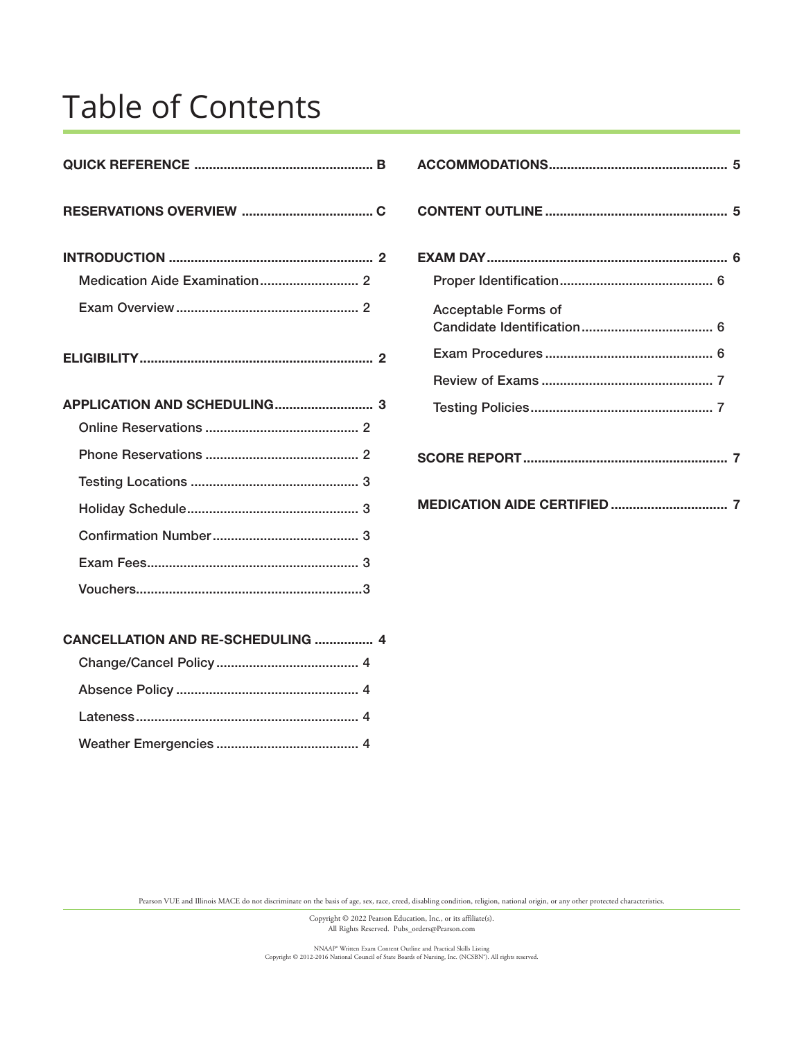# Table of Contents

**QUICK REFERENCE** ................................................ **B**

**RESERVATIONS OVERVIEW** .................................. **C**

**INTRODUCTION** ....................................................... **2**

- Medication Aide Examination........................... 2
- Exam Overview ................................................. 2

**ELIGIBILITY**............................................................... **2**

**APPLICATION AND SCHEDULING**........................... **3**

- Online Reservations .......................................... 2
- Phone Reservations .......................................... 2
- Testing Locations .............................................. 3
- Holiday Schedule............................................... 3
- Confirmation Number........................................ 3
- Exam Fees.......................................................... 3
- Vouchers.............................................................3

**CANCELLATION AND RE-SCHEDULING** ................ **4**

- Change/Cancel Policy....................................... 4
- Absence Policy ................................................. 4
- Lateness............................................................ 4
- Weather Emergencies ....................................... 4

**ACCOMMODATIONS**................................................ **5**

**CONTENT OUTLINE** ................................................. **5**

**EXAM DAY**................................................................. **6**

- Proper Identification.......................................... 6
- Acceptable Forms of Candidate Identification.................................... 6
- Exam Procedures .............................................. 6
- Review of Exams ............................................... 7
- Testing Policies.................................................. 7

**SCORE REPORT**....................................................... **7**

**MEDICATION AIDE CERTIFIED** ................................ **7**

Pearson VUE and Illinois MACE do not discriminate on the basis of age, sex, race, creed, disabling condition, religion, national origin, or any other protected characteristics.

Copyright © 2022 Pearson Education, Inc., or its affiliate(s).
All Rights Reserved. Pubs_orders@Pearson.com

NNAAP® Written Exam Content Outline and Practical Skills Listing
Copyright © 2012-2016 National Council of State Boards of Nursing, Inc. (NCSBN®). All rights reserved.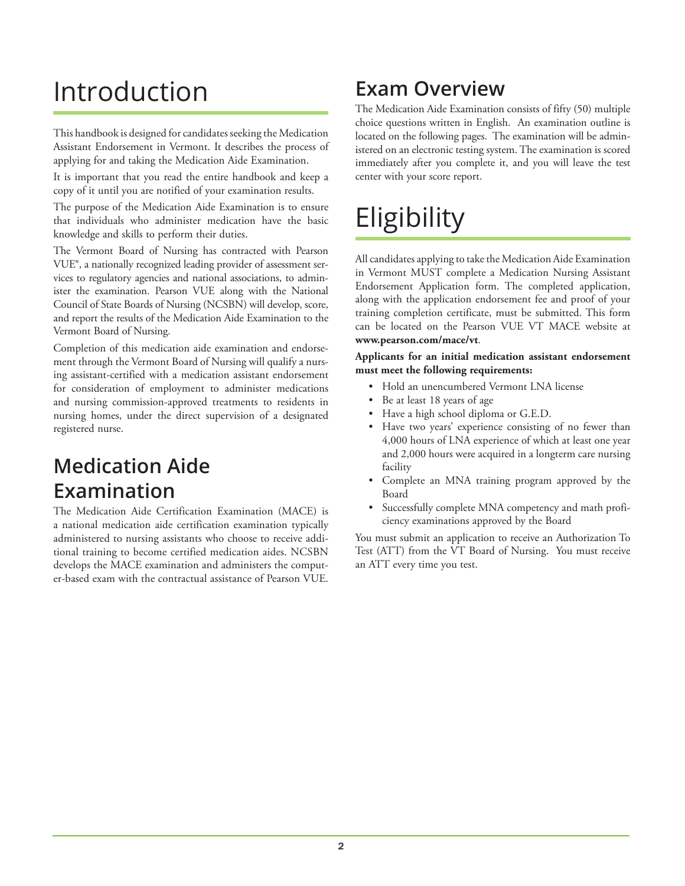# Introduction

This handbook is designed for candidates seeking the Medication Assistant Endorsement in Vermont. It describes the process of applying for and taking the Medication Aide Examination.

It is important that you read the entire handbook and keep a copy of it until you are notified of your examination results.

The purpose of the Medication Aide Examination is to ensure that individuals who administer medication have the basic knowledge and skills to perform their duties.

The Vermont Board of Nursing has contracted with Pearson VUE®, a nationally recognized leading provider of assessment services to regulatory agencies and national associations, to administer the examination. Pearson VUE along with the National Council of State Boards of Nursing (NCSBN) will develop, score, and report the results of the Medication Aide Examination to the Vermont Board of Nursing.

Completion of this medication aide examination and endorsement through the Vermont Board of Nursing will qualify a nursing assistant-certified with a medication assistant endorsement for consideration of employment to administer medications and nursing commission-approved treatments to residents in nursing homes, under the direct supervision of a designated registered nurse.

## Medication Aide Examination

The Medication Aide Certification Examination (MACE) is a national medication aide certification examination typically administered to nursing assistants who choose to receive additional training to become certified medication aides. NCSBN develops the MACE examination and administers the computer-based exam with the contractual assistance of Pearson VUE.

## Exam Overview

The Medication Aide Examination consists of fifty (50) multiple choice questions written in English. An examination outline is located on the following pages. The examination will be administered on an electronic testing system. The examination is scored immediately after you complete it, and you will leave the test center with your score report.

# Eligibility

All candidates applying to take the Medication Aide Examination in Vermont MUST complete a Medication Nursing Assistant Endorsement Application form. The completed application, along with the application endorsement fee and proof of your training completion certificate, must be submitted. This form can be located on the Pearson VUE VT MACE website at **www.pearson.com/mace/vt**.

**Applicants for an initial medication assistant endorsement must meet the following requirements:**

- Hold an unencumbered Vermont LNA license
- Be at least 18 years of age
- Have a high school diploma or G.E.D.
- Have two years' experience consisting of no fewer than 4,000 hours of LNA experience of which at least one year and 2,000 hours were acquired in a longterm care nursing facility
- Complete an MNA training program approved by the Board
- Successfully complete MNA competency and math proficiency examinations approved by the Board

You must submit an application to receive an Authorization To Test (ATT) from the VT Board of Nursing. You must receive an ATT every time you test.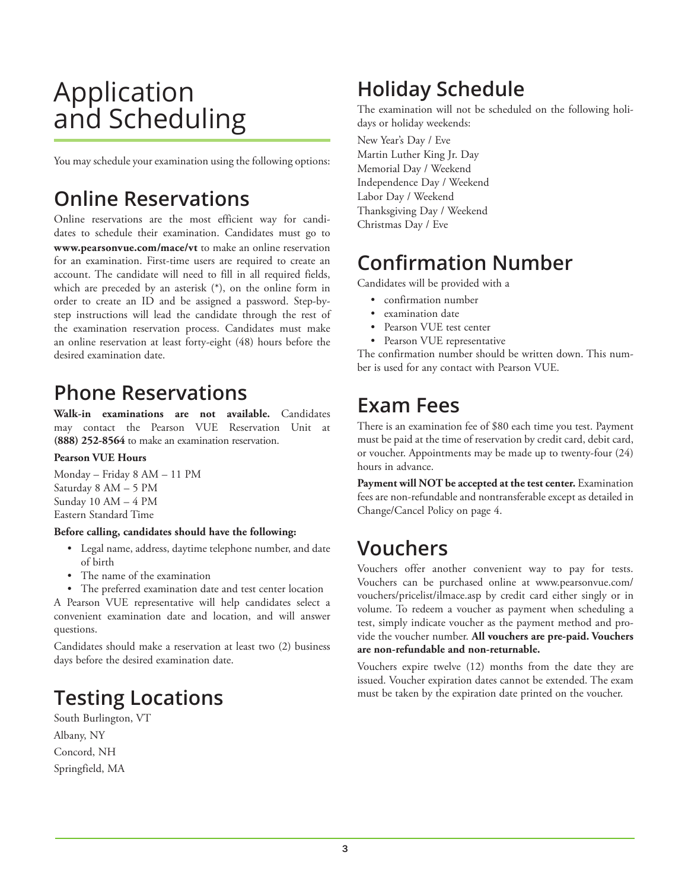# Application and Scheduling

You may schedule your examination using the following options:

## Online Reservations

Online reservations are the most efficient way for candidates to schedule their examination. Candidates must go to **www.pearsonvue.com/mace/vt** to make an online reservation for an examination. First-time users are required to create an account. The candidate will need to fill in all required fields, which are preceded by an asterisk (*), on the online form in order to create an ID and be assigned a password. Step-by-step instructions will lead the candidate through the rest of the examination reservation process. Candidates must make an online reservation at least forty-eight (48) hours before the desired examination date.

## Phone Reservations

**Walk-in examinations are not available.** Candidates may contact the Pearson VUE Reservation Unit at **(888) 252-8564** to make an examination reservation.

**Pearson VUE Hours**

Monday – Friday 8 AM – 11 PM
Saturday 8 AM – 5 PM
Sunday 10 AM – 4 PM
Eastern Standard Time

**Before calling, candidates should have the following:**

- Legal name, address, daytime telephone number, and date of birth
- The name of the examination
- The preferred examination date and test center location

A Pearson VUE representative will help candidates select a convenient examination date and location, and will answer questions.

Candidates should make a reservation at least two (2) business days before the desired examination date.

## Testing Locations

South Burlington, VT
Albany, NY
Concord, NH
Springfield, MA

## Holiday Schedule

The examination will not be scheduled on the following holidays or holiday weekends:

New Year's Day / Eve
Martin Luther King Jr. Day
Memorial Day / Weekend
Independence Day / Weekend
Labor Day / Weekend
Thanksgiving Day / Weekend
Christmas Day / Eve

## Confirmation Number

Candidates will be provided with a

- confirmation number
- examination date
- Pearson VUE test center
- Pearson VUE representative

The confirmation number should be written down. This number is used for any contact with Pearson VUE.

## Exam Fees

There is an examination fee of $80 each time you test. Payment must be paid at the time of reservation by credit card, debit card, or voucher. Appointments may be made up to twenty-four (24) hours in advance.

**Payment will NOT be accepted at the test center.** Examination fees are non-refundable and nontransferable except as detailed in Change/Cancel Policy on page 4.

## Vouchers

Vouchers offer another convenient way to pay for tests. Vouchers can be purchased online at www.pearsonvue.com/vouchers/pricelist/ilmace.asp by credit card either singly or in volume. To redeem a voucher as payment when scheduling a test, simply indicate voucher as the payment method and provide the voucher number. **All vouchers are pre-paid. Vouchers are non-refundable and non-returnable.**

Vouchers expire twelve (12) months from the date they are issued. Voucher expiration dates cannot be extended. The exam must be taken by the expiration date printed on the voucher.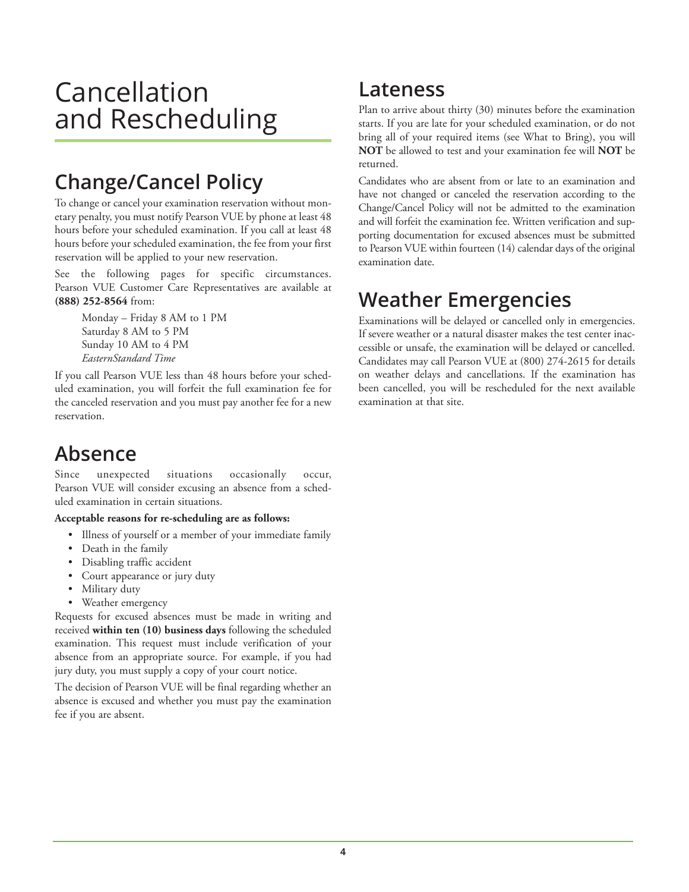# Cancellation and Rescheduling

## Change/Cancel Policy

To change or cancel your examination reservation without monetary penalty, you must notify Pearson VUE by phone at least 48 hours before your scheduled examination. If you call at least 48 hours before your scheduled examination, the fee from your first reservation will be applied to your new reservation.

See the following pages for specific circumstances. Pearson VUE Customer Care Representatives are available at **(888) 252-8564** from:

Monday – Friday 8 AM to 1 PM
Saturday 8 AM to 5 PM
Sunday 10 AM to 4 PM
*EasternStandard Time*

If you call Pearson VUE less than 48 hours before your scheduled examination, you will forfeit the full examination fee for the canceled reservation and you must pay another fee for a new reservation.

## Absence

Since unexpected situations occasionally occur, Pearson VUE will consider excusing an absence from a scheduled examination in certain situations.

**Acceptable reasons for re-scheduling are as follows:**

- Illness of yourself or a member of your immediate family
- Death in the family
- Disabling traffic accident
- Court appearance or jury duty
- Military duty
- Weather emergency

Requests for excused absences must be made in writing and received **within ten (10) business days** following the scheduled examination. This request must include verification of your absence from an appropriate source. For example, if you had jury duty, you must supply a copy of your court notice.

The decision of Pearson VUE will be final regarding whether an absence is excused and whether you must pay the examination fee if you are absent.

## Lateness

Plan to arrive about thirty (30) minutes before the examination starts. If you are late for your scheduled examination, or do not bring all of your required items (see What to Bring), you will **NOT** be allowed to test and your examination fee will **NOT** be returned.

Candidates who are absent from or late to an examination and have not changed or canceled the reservation according to the Change/Cancel Policy will not be admitted to the examination and will forfeit the examination fee. Written verification and supporting documentation for excused absences must be submitted to Pearson VUE within fourteen (14) calendar days of the original examination date.

## Weather Emergencies

Examinations will be delayed or cancelled only in emergencies. If severe weather or a natural disaster makes the test center inaccessible or unsafe, the examination will be delayed or cancelled. Candidates may call Pearson VUE at (800) 274-2615 for details on weather delays and cancellations. If the examination has been cancelled, you will be rescheduled for the next available examination at that site.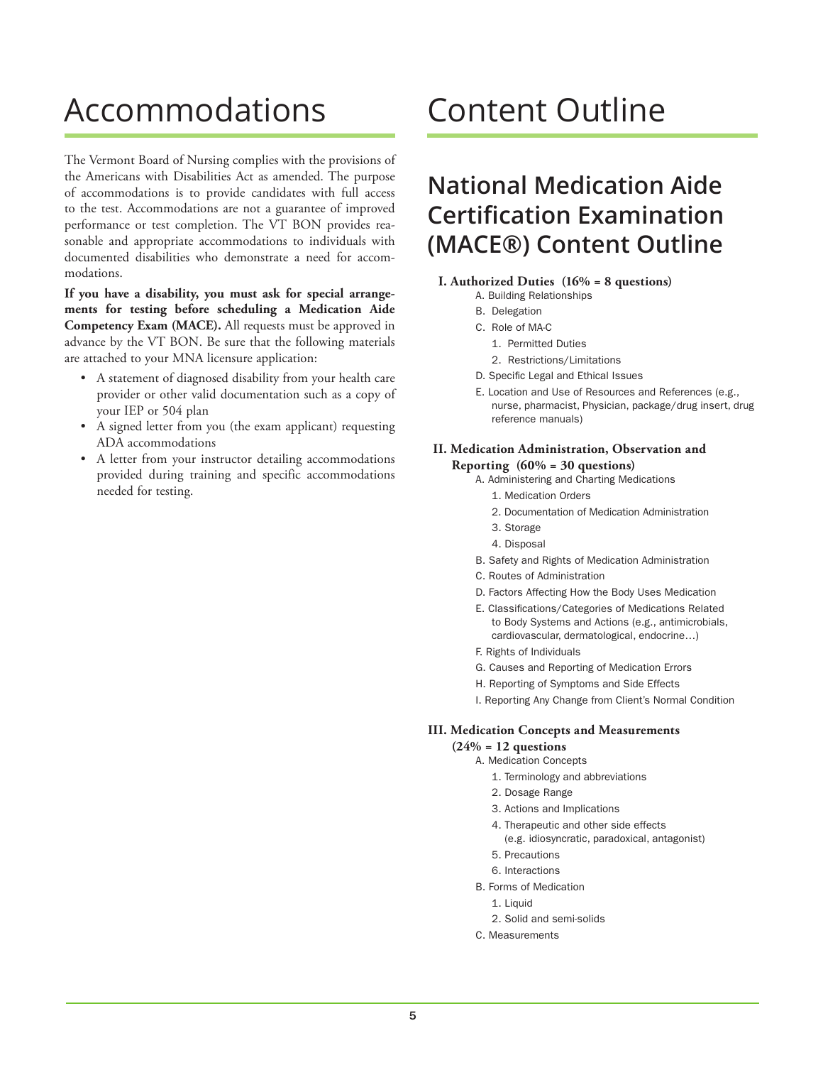# Accommodations

The Vermont Board of Nursing complies with the provisions of the Americans with Disabilities Act as amended. The purpose of accommodations is to provide candidates with full access to the test. Accommodations are not a guarantee of improved performance or test completion. The VT BON provides reasonable and appropriate accommodations to individuals with documented disabilities who demonstrate a need for accommodations.

**If you have a disability, you must ask for special arrangements for testing before scheduling a Medication Aide Competency Exam (MACE).** All requests must be approved in advance by the VT BON. Be sure that the following materials are attached to your MNA licensure application:

- A statement of diagnosed disability from your health care provider or other valid documentation such as a copy of your IEP or 504 plan
- A signed letter from you (the exam applicant) requesting ADA accommodations
- A letter from your instructor detailing accommodations provided during training and specific accommodations needed for testing.

# Content Outline

## National Medication Aide Certification Examination (MACE®) Content Outline

**I. Authorized Duties (16% = 8 questions)**

- A. Building Relationships
- B. Delegation
- C. Role of MA-C
  1. Permitted Duties
  2. Restrictions/Limitations
- D. Specific Legal and Ethical Issues
- E. Location and Use of Resources and References (e.g., nurse, pharmacist, Physician, package/drug insert, drug reference manuals)

**II. Medication Administration, Observation and Reporting (60% = 30 questions)**

- A. Administering and Charting Medications
  1. Medication Orders
  2. Documentation of Medication Administration
  3. Storage
  4. Disposal
- B. Safety and Rights of Medication Administration
- C. Routes of Administration
- D. Factors Affecting How the Body Uses Medication
- E. Classifications/Categories of Medications Related to Body Systems and Actions (e.g., antimicrobials, cardiovascular, dermatological, endocrine…)
- F. Rights of Individuals
- G. Causes and Reporting of Medication Errors
- H. Reporting of Symptoms and Side Effects
- I. Reporting Any Change from Client's Normal Condition

**III. Medication Concepts and Measurements (24% = 12 questions**

- A. Medication Concepts
  1. Terminology and abbreviations
  2. Dosage Range
  3. Actions and Implications
  4. Therapeutic and other side effects (e.g. idiosyncratic, paradoxical, antagonist)
  5. Precautions
  6. Interactions
- B. Forms of Medication
  1. Liquid
  2. Solid and semi-solids
- C. Measurements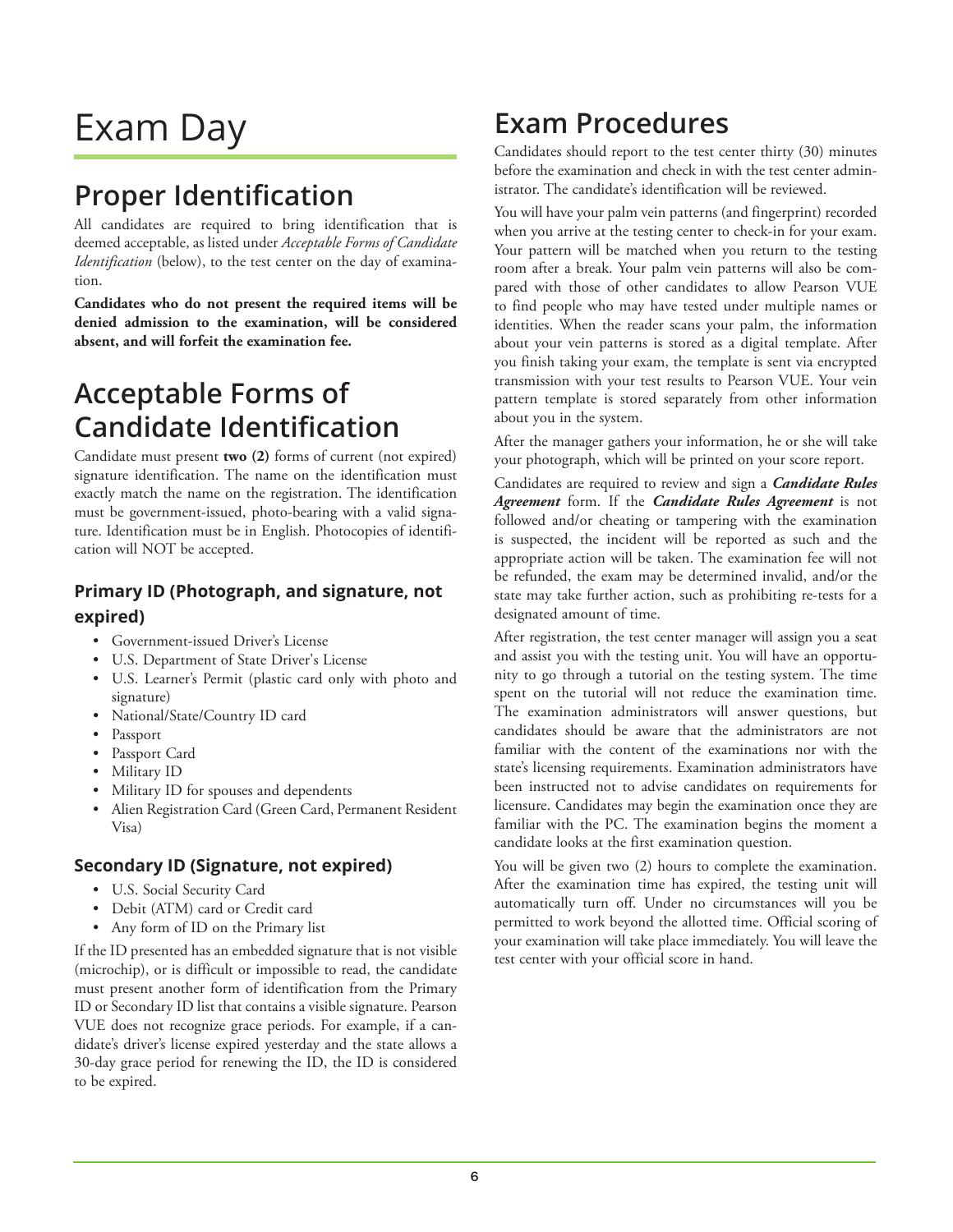# Exam Day

## Proper Identification

All candidates are required to bring identification that is deemed acceptable, as listed under *Acceptable Forms of Candidate Identification* (below), to the test center on the day of examination.

**Candidates who do not present the required items will be denied admission to the examination, will be considered absent, and will forfeit the examination fee.**

## Acceptable Forms of Candidate Identification

Candidate must present **two (2)** forms of current (not expired) signature identification. The name on the identification must exactly match the name on the registration. The identification must be government-issued, photo-bearing with a valid signature. Identification must be in English. Photocopies of identification will NOT be accepted.

### Primary ID (Photograph, and signature, not expired)

- Government-issued Driver's License
- U.S. Department of State Driver's License
- U.S. Learner's Permit (plastic card only with photo and signature)
- National/State/Country ID card
- Passport
- Passport Card
- Military ID
- Military ID for spouses and dependents
- Alien Registration Card (Green Card, Permanent Resident Visa)

### Secondary ID (Signature, not expired)

- U.S. Social Security Card
- Debit (ATM) card or Credit card
- Any form of ID on the Primary list

If the ID presented has an embedded signature that is not visible (microchip), or is difficult or impossible to read, the candidate must present another form of identification from the Primary ID or Secondary ID list that contains a visible signature. Pearson VUE does not recognize grace periods. For example, if a candidate's driver's license expired yesterday and the state allows a 30-day grace period for renewing the ID, the ID is considered to be expired.

## Exam Procedures

Candidates should report to the test center thirty (30) minutes before the examination and check in with the test center administrator. The candidate's identification will be reviewed.

You will have your palm vein patterns (and fingerprint) recorded when you arrive at the testing center to check-in for your exam. Your pattern will be matched when you return to the testing room after a break. Your palm vein patterns will also be compared with those of other candidates to allow Pearson VUE to find people who may have tested under multiple names or identities. When the reader scans your palm, the information about your vein patterns is stored as a digital template. After you finish taking your exam, the template is sent via encrypted transmission with your test results to Pearson VUE. Your vein pattern template is stored separately from other information about you in the system.

After the manager gathers your information, he or she will take your photograph, which will be printed on your score report.

Candidates are required to review and sign a ***Candidate Rules Agreement*** form. If the ***Candidate Rules Agreement*** is not followed and/or cheating or tampering with the examination is suspected, the incident will be reported as such and the appropriate action will be taken. The examination fee will not be refunded, the exam may be determined invalid, and/or the state may take further action, such as prohibiting re-tests for a designated amount of time.

After registration, the test center manager will assign you a seat and assist you with the testing unit. You will have an opportunity to go through a tutorial on the testing system. The time spent on the tutorial will not reduce the examination time. The examination administrators will answer questions, but candidates should be aware that the administrators are not familiar with the content of the examinations nor with the state's licensing requirements. Examination administrators have been instructed not to advise candidates on requirements for licensure. Candidates may begin the examination once they are familiar with the PC. The examination begins the moment a candidate looks at the first examination question.

You will be given two (2) hours to complete the examination. After the examination time has expired, the testing unit will automatically turn off. Under no circumstances will you be permitted to work beyond the allotted time. Official scoring of your examination will take place immediately. You will leave the test center with your official score in hand.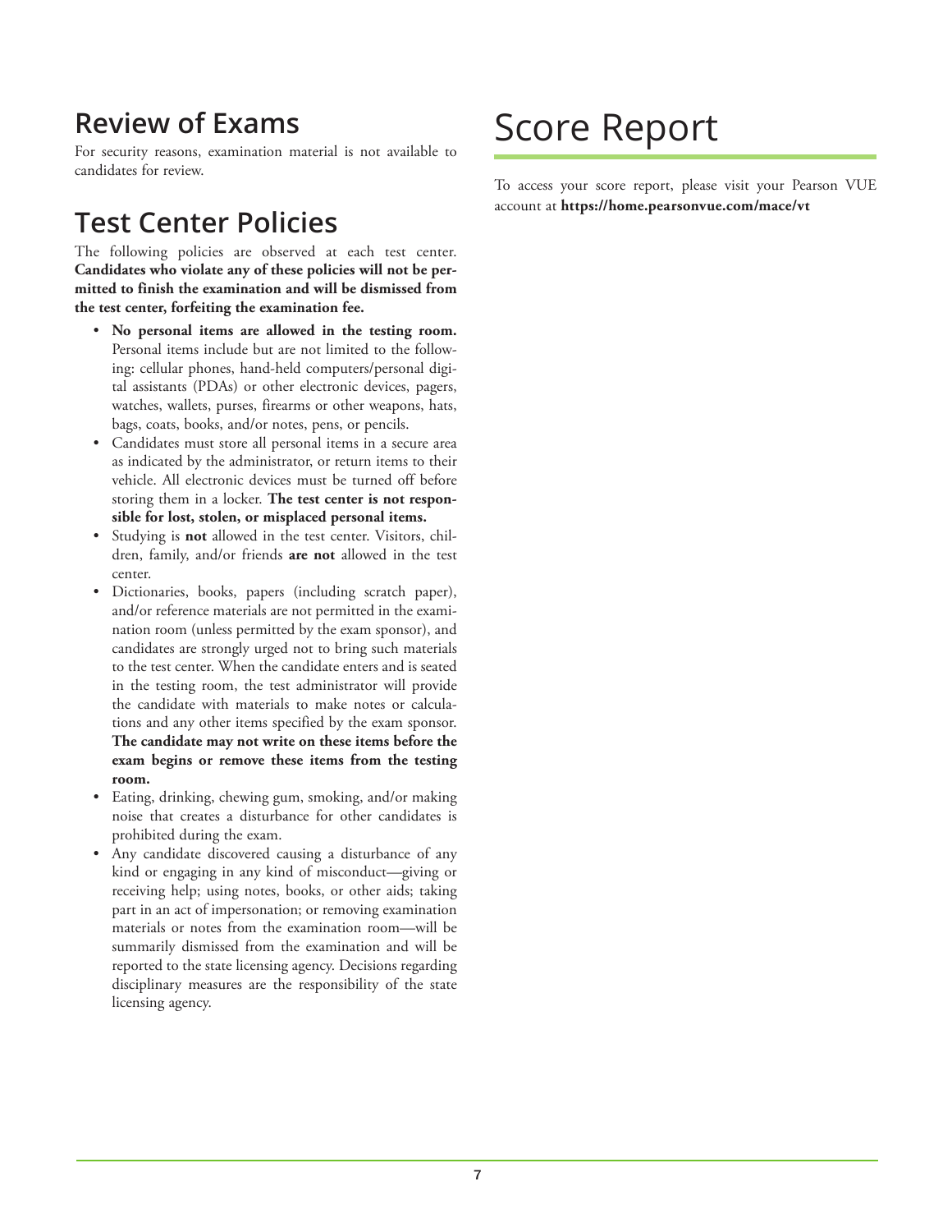## Review of Exams

For security reasons, examination material is not available to candidates for review.

## Test Center Policies

The following policies are observed at each test center. **Candidates who violate any of these policies will not be permitted to finish the examination and will be dismissed from the test center, forfeiting the examination fee.**

- **No personal items are allowed in the testing room.** Personal items include but are not limited to the following: cellular phones, hand-held computers/personal digital assistants (PDAs) or other electronic devices, pagers, watches, wallets, purses, firearms or other weapons, hats, bags, coats, books, and/or notes, pens, or pencils.
- Candidates must store all personal items in a secure area as indicated by the administrator, or return items to their vehicle. All electronic devices must be turned off before storing them in a locker. **The test center is not responsible for lost, stolen, or misplaced personal items.**
- Studying is **not** allowed in the test center. Visitors, children, family, and/or friends **are not** allowed in the test center.
- Dictionaries, books, papers (including scratch paper), and/or reference materials are not permitted in the examination room (unless permitted by the exam sponsor), and candidates are strongly urged not to bring such materials to the test center. When the candidate enters and is seated in the testing room, the test administrator will provide the candidate with materials to make notes or calculations and any other items specified by the exam sponsor. **The candidate may not write on these items before the exam begins or remove these items from the testing room.**
- Eating, drinking, chewing gum, smoking, and/or making noise that creates a disturbance for other candidates is prohibited during the exam.
- Any candidate discovered causing a disturbance of any kind or engaging in any kind of misconduct—giving or receiving help; using notes, books, or other aids; taking part in an act of impersonation; or removing examination materials or notes from the examination room—will be summarily dismissed from the examination and will be reported to the state licensing agency. Decisions regarding disciplinary measures are the responsibility of the state licensing agency.

# Score Report

To access your score report, please visit your Pearson VUE account at **https://home.pearsonvue.com/mace/vt**